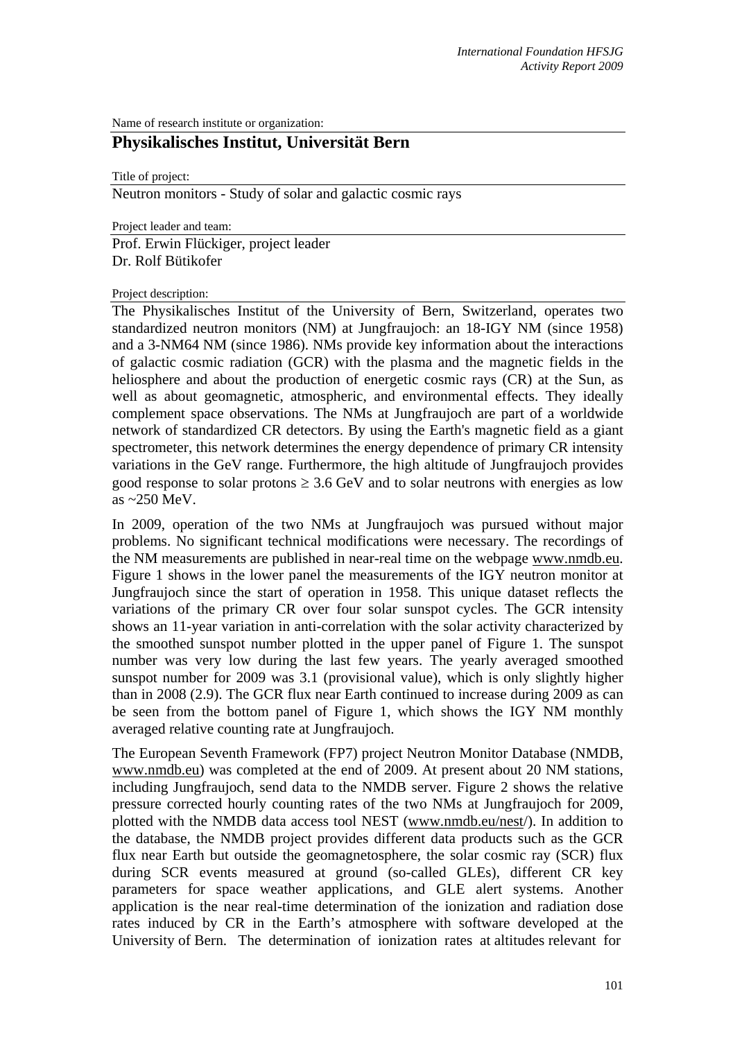Name of research institute or organization:

# Physikalisches Institut, Universität Bern

Title of project:

Neutron monitors - Study of solar and galactic cosmic rays

Project leader and team:

Prof. Erwin Flückiger, project leader
Dr. Rolf Bütikofer

Project description:

The Physikalisches Institut of the University of Bern, Switzerland, operates two standardized neutron monitors (NM) at Jungfraujoch: an 18-IGY NM (since 1958) and a 3-NM64 NM (since 1986). NMs provide key information about the interactions of galactic cosmic radiation (GCR) with the plasma and the magnetic fields in the heliosphere and about the production of energetic cosmic rays (CR) at the Sun, as well as about geomagnetic, atmospheric, and environmental effects. They ideally complement space observations. The NMs at Jungfraujoch are part of a worldwide network of standardized CR detectors. By using the Earth's magnetic field as a giant spectrometer, this network determines the energy dependence of primary CR intensity variations in the GeV range. Furthermore, the high altitude of Jungfraujoch provides good response to solar protons $\geq 3.6$ GeV and to solar neutrons with energies as low as ~250 MeV.

In 2009, operation of the two NMs at Jungfraujoch was pursued without major problems. No significant technical modifications were necessary. The recordings of the NM measurements are published in near-real time on the webpage www.nmdb.eu. Figure 1 shows in the lower panel the measurements of the IGY neutron monitor at Jungfraujoch since the start of operation in 1958. This unique dataset reflects the variations of the primary CR over four solar sunspot cycles. The GCR intensity shows an 11-year variation in anti-correlation with the solar activity characterized by the smoothed sunspot number plotted in the upper panel of Figure 1. The sunspot number was very low during the last few years. The yearly averaged smoothed sunspot number for 2009 was 3.1 (provisional value), which is only slightly higher than in 2008 (2.9). The GCR flux near Earth continued to increase during 2009 as can be seen from the bottom panel of Figure 1, which shows the IGY NM monthly averaged relative counting rate at Jungfraujoch.

The European Seventh Framework (FP7) project Neutron Monitor Database (NMDB, www.nmdb.eu) was completed at the end of 2009. At present about 20 NM stations, including Jungfraujoch, send data to the NMDB server. Figure 2 shows the relative pressure corrected hourly counting rates of the two NMs at Jungfraujoch for 2009, plotted with the NMDB data access tool NEST (www.nmdb.eu/nest/). In addition to the database, the NMDB project provides different data products such as the GCR flux near Earth but outside the geomagnetosphere, the solar cosmic ray (SCR) flux during SCR events measured at ground (so-called GLEs), different CR key parameters for space weather applications, and GLE alert systems. Another application is the near real-time determination of the ionization and radiation dose rates induced by CR in the Earth's atmosphere with software developed at the University of Bern. The determination of ionization rates at altitudes relevant for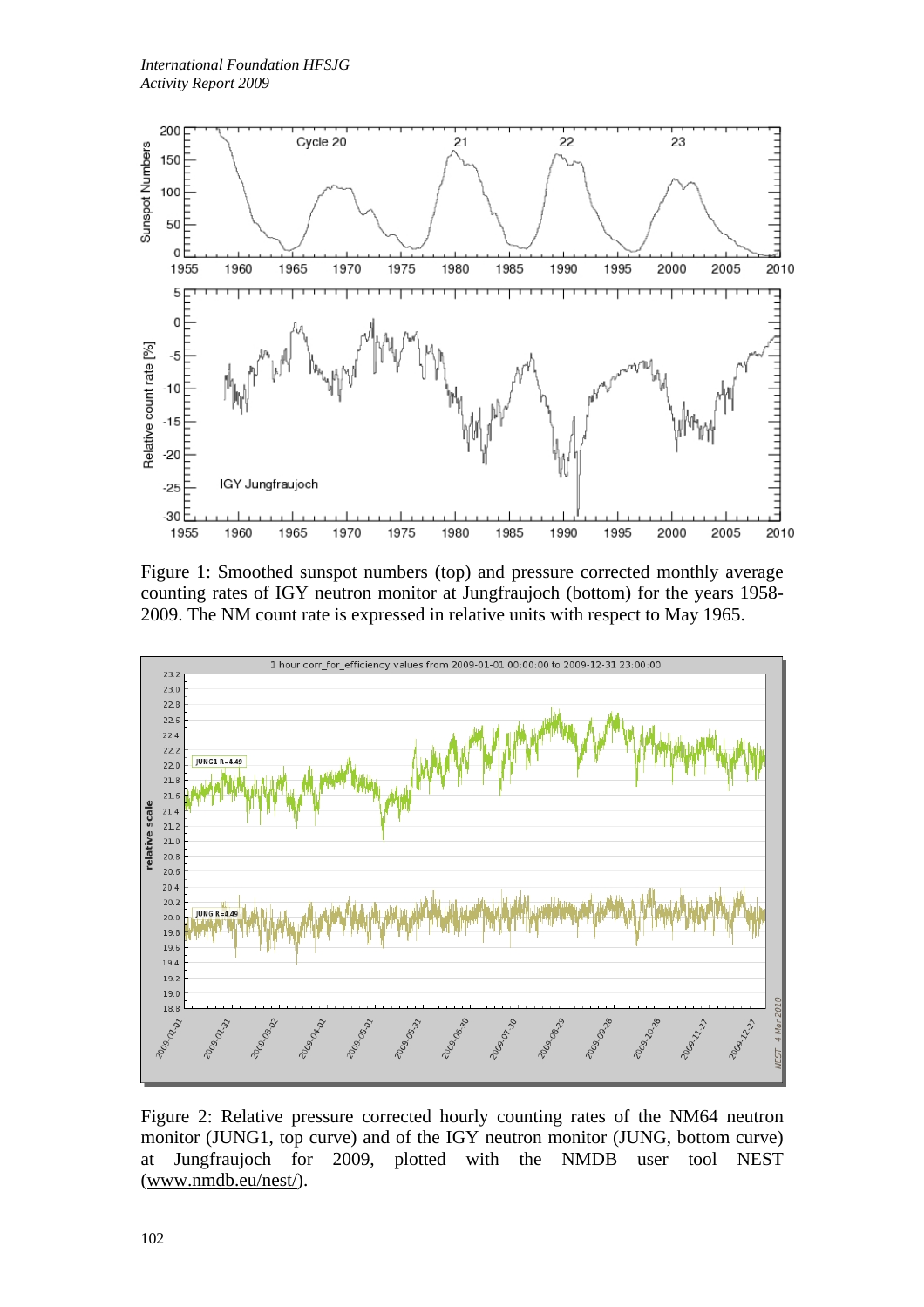Figure 1: Smoothed sunspot numbers (top) and pressure corrected monthly average counting rates of IGY neutron monitor at Jungfraujoch (bottom) for the years 1958-2009. The NM count rate is expressed in relative units with respect to May 1965.

Figure 2: Relative pressure corrected hourly counting rates of the NM64 neutron monitor (JUNG1, top curve) and of the IGY neutron monitor (JUNG, bottom curve) at Jungfraujoch for 2009, plotted with the NMDB user tool NEST (www.nmdb.eu/nest/).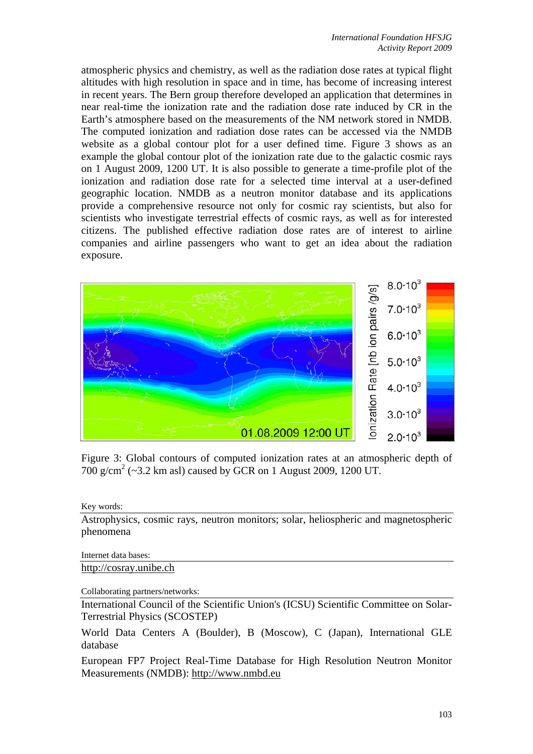atmospheric physics and chemistry, as well as the radiation dose rates at typical flight altitudes with high resolution in space and in time, has become of increasing interest in recent years. The Bern group therefore developed an application that determines in near real-time the ionization rate and the radiation dose rate induced by CR in the Earth's atmosphere based on the measurements of the NM network stored in NMDB. The computed ionization and radiation dose rates can be accessed via the NMDB website as a global contour plot for a user defined time. Figure 3 shows as an example the global contour plot of the ionization rate due to the galactic cosmic rays on 1 August 2009, 1200 UT. It is also possible to generate a time-profile plot of the ionization and radiation dose rate for a selected time interval at a user-defined geographic location. NMDB as a neutron monitor database and its applications provide a comprehensive resource not only for cosmic ray scientists, but also for scientists who investigate terrestrial effects of cosmic rays, as well as for interested citizens. The published effective radiation dose rates are of interest to airline companies and airline passengers who want to get an idea about the radiation exposure.

Figure 3: Global contours of computed ionization rates at an atmospheric depth of 700 g/cm$^2$ (~3.2 km asl) caused by GCR on 1 August 2009, 1200 UT.

Key words:

Astrophysics, cosmic rays, neutron monitors; solar, heliospheric and magnetospheric phenomena

Internet data bases:

http://cosray.unibe.ch

Collaborating partners/networks:

International Council of the Scientific Union's (ICSU) Scientific Committee on Solar-Terrestrial Physics (SCOSTEP)

World Data Centers A (Boulder), B (Moscow), C (Japan), International GLE database

European FP7 Project Real-Time Database for High Resolution Neutron Monitor Measurements (NMDB): http://www.nmdb.eu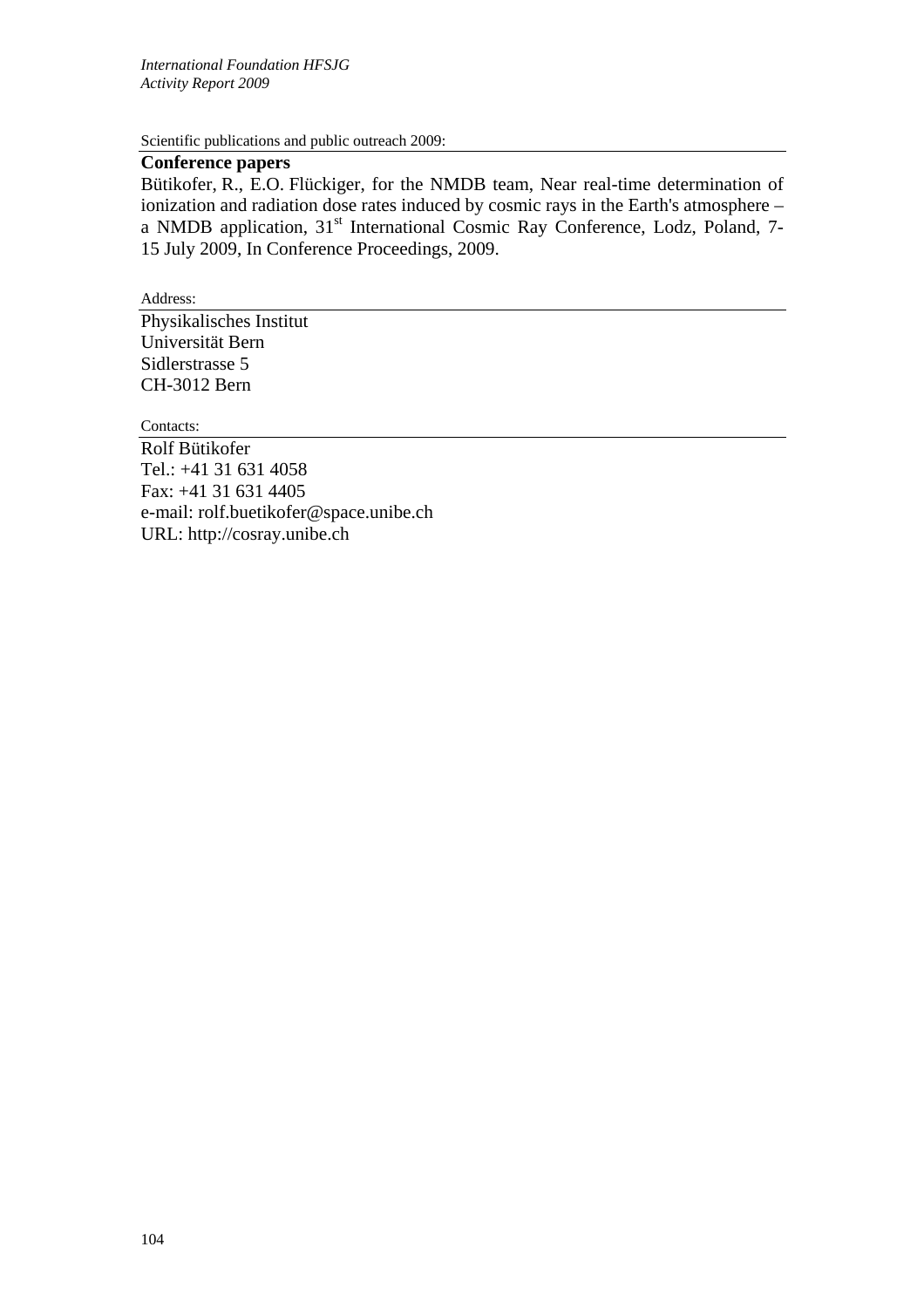Scientific publications and public outreach 2009:

**Conference papers**

Bütikofer, R., E.O. Flückiger, for the NMDB team, Near real-time determination of ionization and radiation dose rates induced by cosmic rays in the Earth's atmosphere – a NMDB application, 31st International Cosmic Ray Conference, Lodz, Poland, 7-15 July 2009, In Conference Proceedings, 2009.

Address:

Physikalisches Institut
Universität Bern
Sidlerstrasse 5
CH-3012 Bern

Contacts:

Rolf Bütikofer
Tel.: +41 31 631 4058
Fax: +41 31 631 4405
e-mail: rolf.buetikofer@space.unibe.ch
URL: http://cosray.unibe.ch